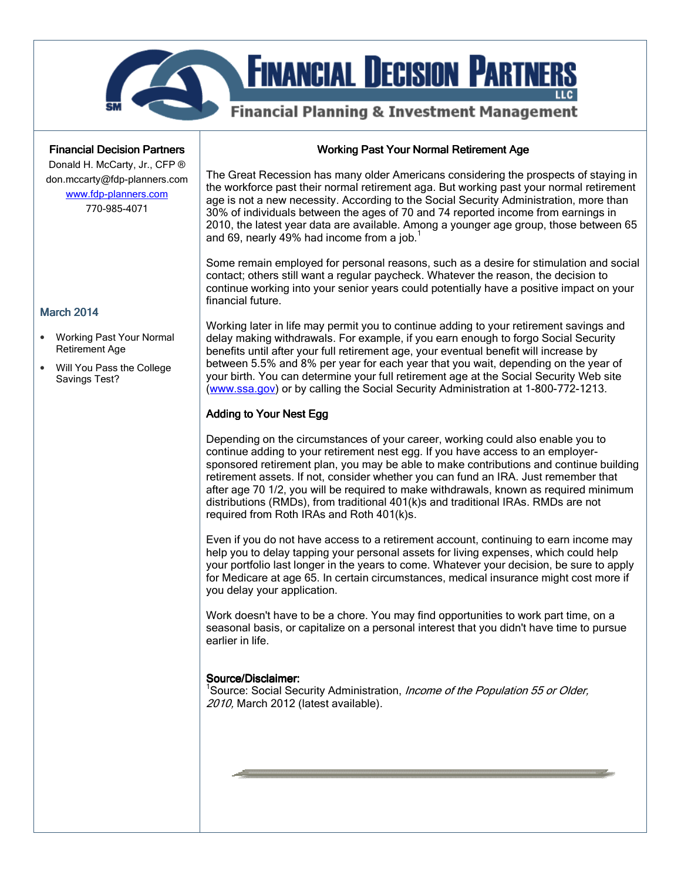# Financial Decision Partners LLC

Financial Planning & Investment Management

**Financial Decision Partners**
Donald H. McCarty, Jr., CFP ®
don.mccarty@fdp-planners.com
[www.fdp-planners.com](http://www.fdp-planners.com)
770-985-4071

## March 2014

- Working Past Your Normal Retirement Age
- Will You Pass the College Savings Test?

## Working Past Your Normal Retirement Age

The Great Recession has many older Americans considering the prospects of staying in the workforce past their normal retirement aga. But working past your normal retirement age is not a new necessity. According to the Social Security Administration, more than 30% of individuals between the ages of 70 and 74 reported income from earnings in 2010, the latest year data are available. Among a younger age group, those between 65 and 69, nearly 49% had income from a job.[1]

Some remain employed for personal reasons, such as a desire for stimulation and social contact; others still want a regular paycheck. Whatever the reason, the decision to continue working into your senior years could potentially have a positive impact on your financial future.

Working later in life may permit you to continue adding to your retirement savings and delay making withdrawals. For example, if you earn enough to forgo Social Security benefits until after your full retirement age, your eventual benefit will increase by between 5.5% and 8% per year for each year that you wait, depending on the year of your birth. You can determine your full retirement age at the Social Security Web site ([www.ssa.gov](http://www.ssa.gov)) or by calling the Social Security Administration at 1-800-772-1213.

### Adding to Your Nest Egg

Depending on the circumstances of your career, working could also enable you to continue adding to your retirement nest egg. If you have access to an employer-sponsored retirement plan, you may be able to make contributions and continue building retirement assets. If not, consider whether you can fund an IRA. Just remember that after age 70 1/2, you will be required to make withdrawals, known as required minimum distributions (RMDs), from traditional 401(k)s and traditional IRAs. RMDs are not required from Roth IRAs and Roth 401(k)s.

Even if you do not have access to a retirement account, continuing to earn income may help you to delay tapping your personal assets for living expenses, which could help your portfolio last longer in the years to come. Whatever your decision, be sure to apply for Medicare at age 65. In certain circumstances, medical insurance might cost more if you delay your application.

Work doesn't have to be a chore. You may find opportunities to work part time, on a seasonal basis, or capitalize on a personal interest that you didn't have time to pursue earlier in life.

**Source/Disclaimer:**
[1]Source: Social Security Administration, *Income of the Population 55 or Older, 2010,* March 2012 (latest available).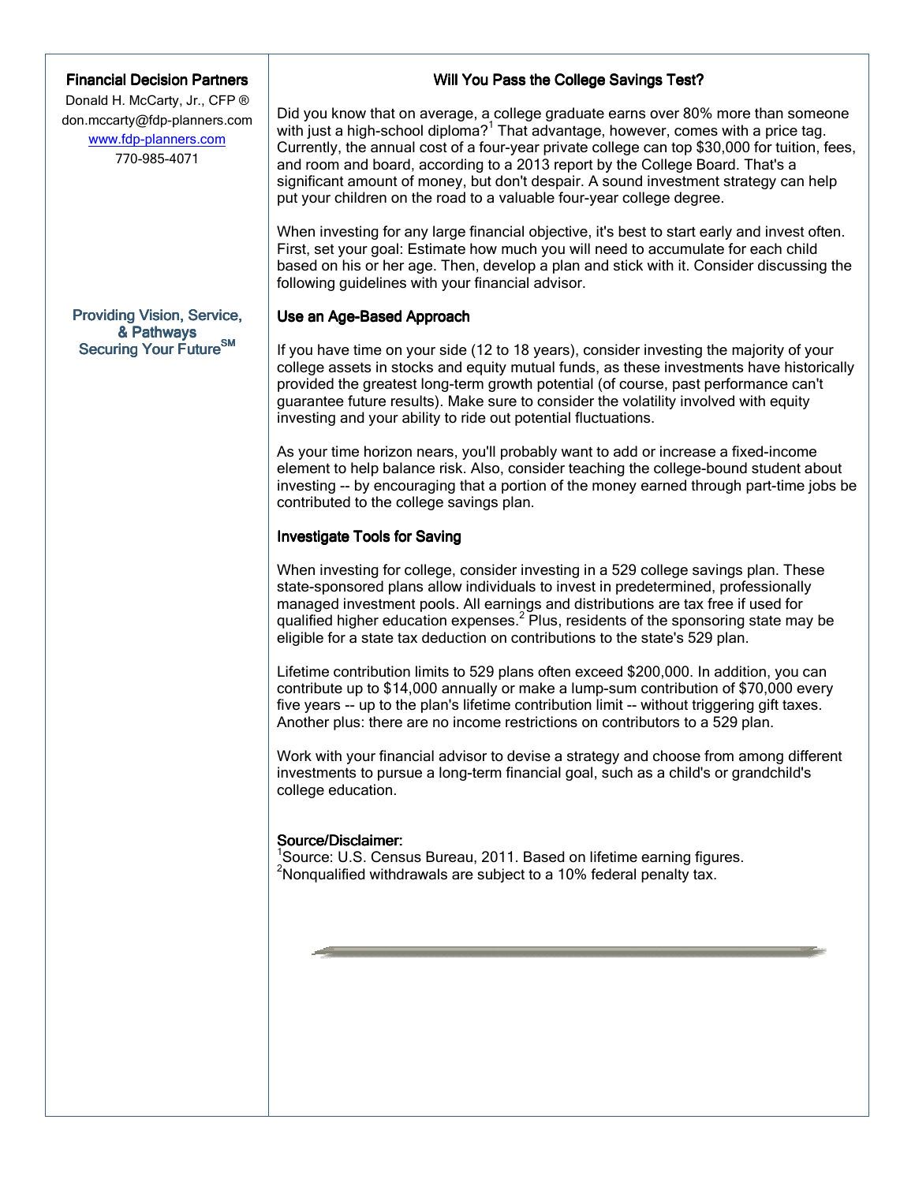**Financial Decision Partners**

Donald H. McCarty, Jr., CFP ®
don.mccarty@fdp-planners.com
www.fdp-planners.com
770-985-4071

Providing Vision, Service, & Pathways
Securing Your Future[SM]

## Will You Pass the College Savings Test?

Did you know that on average, a college graduate earns over 80% more than someone with just a high-school diploma?[1] That advantage, however, comes with a price tag. Currently, the annual cost of a four-year private college can top $30,000 for tuition, fees, and room and board, according to a 2013 report by the College Board. That's a significant amount of money, but don't despair. A sound investment strategy can help put your children on the road to a valuable four-year college degree.

When investing for any large financial objective, it's best to start early and invest often. First, set your goal: Estimate how much you will need to accumulate for each child based on his or her age. Then, develop a plan and stick with it. Consider discussing the following guidelines with your financial advisor.

### Use an Age-Based Approach

If you have time on your side (12 to 18 years), consider investing the majority of your college assets in stocks and equity mutual funds, as these investments have historically provided the greatest long-term growth potential (of course, past performance can't guarantee future results). Make sure to consider the volatility involved with equity investing and your ability to ride out potential fluctuations.

As your time horizon nears, you'll probably want to add or increase a fixed-income element to help balance risk. Also, consider teaching the college-bound student about investing -- by encouraging that a portion of the money earned through part-time jobs be contributed to the college savings plan.

### Investigate Tools for Saving

When investing for college, consider investing in a 529 college savings plan. These state-sponsored plans allow individuals to invest in predetermined, professionally managed investment pools. All earnings and distributions are tax free if used for qualified higher education expenses.[2] Plus, residents of the sponsoring state may be eligible for a state tax deduction on contributions to the state's 529 plan.

Lifetime contribution limits to 529 plans often exceed $200,000. In addition, you can contribute up to $14,000 annually or make a lump-sum contribution of $70,000 every five years -- up to the plan's lifetime contribution limit -- without triggering gift taxes. Another plus: there are no income restrictions on contributors to a 529 plan.

Work with your financial advisor to devise a strategy and choose from among different investments to pursue a long-term financial goal, such as a child's or grandchild's college education.

**Source/Disclaimer:**

[1]Source: U.S. Census Bureau, 2011. Based on lifetime earning figures.
[2]Nonqualified withdrawals are subject to a 10% federal penalty tax.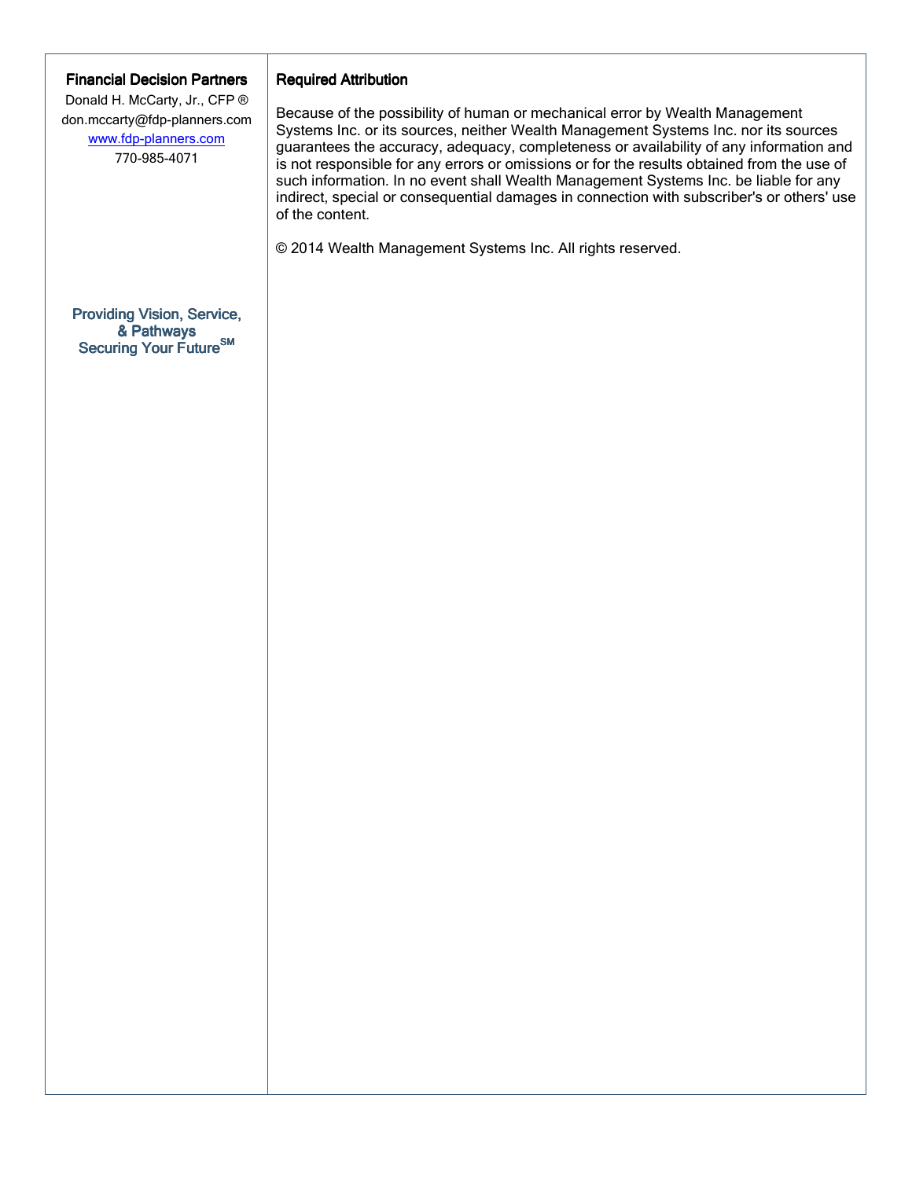**Financial Decision Partners**

Donald H. McCarty, Jr., CFP ®

don.mccarty@fdp-planners.com

www.fdp-planners.com

770-985-4071

Providing Vision, Service, & Pathways Securing Your Future℠

**Required Attribution**

Because of the possibility of human or mechanical error by Wealth Management Systems Inc. or its sources, neither Wealth Management Systems Inc. nor its sources guarantees the accuracy, adequacy, completeness or availability of any information and is not responsible for any errors or omissions or for the results obtained from the use of such information. In no event shall Wealth Management Systems Inc. be liable for any indirect, special or consequential damages in connection with subscriber's or others' use of the content.

© 2014 Wealth Management Systems Inc. All rights reserved.